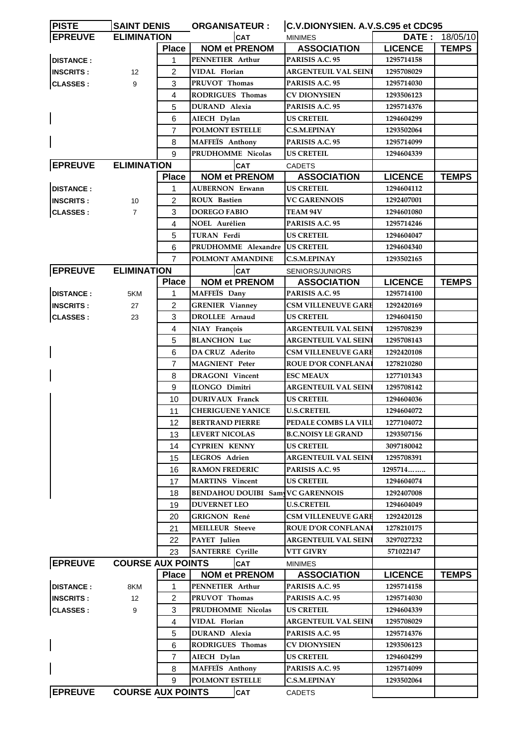| PISTE | SAINT DENIS | ORGANISATEUR : | C.V.DIONYSIEN. A.V.S.C95 et CDC95 | | |
|---|---|---|---|---|---|
| **EPREUVE** | **ELIMINATION** | **CAT** | MINIMES | **DATE :** | 18/05/10 |
| | **Place** | **NOM et PRENOM** | **ASSOCIATION** | **LICENCE** | **TEMPS** |
| **DISTANCE :** | 1 | PENNETIER Arthur | PARISIS A.C. 95 | 1295714158 | |
| **INSCRITS :** 12 | 2 | VIDAL Florian | ARGENTEUIL VAL SEINE | 1295708029 | |
| **CLASSES :** 9 | 3 | PRUVOT Thomas | PARISIS A.C. 95 | 1295714030 | |
| | 4 | RODRIGUES Thomas | CV DIONYSIEN | 1293506123 | |
| | 5 | DURAND Alexia | PARISIS A.C. 95 | 1295714376 | |
| | 6 | AIECH Dylan | US CRETEIL | 1294604299 | |
| | 7 | POLMONT ESTELLE | C.S.M.EPINAY | 1293502064 | |
| | 8 | MAFFEÏS Anthony | PARISIS A.C. 95 | 1295714099 | |
| | 9 | PRUDHOMME Nicolas | US CRETEIL | 1294604339 | |

| **EPREUVE** | **ELIMINATION** | **CAT** | CADETS | | |
|---|---|---|---|---|---|
| | **Place** | **NOM et PRENOM** | **ASSOCIATION** | **LICENCE** | **TEMPS** |
| **DISTANCE :** | 1 | AUBERNON Erwann | US CRETEIL | 1294604112 | |
| **INSCRITS :** 10 | 2 | ROUX Bastien | VC GARENNOIS | 1292407001 | |
| **CLASSES :** 7 | 3 | DOREGO FABIO | TEAM 94V | 1294601080 | |
| | 4 | NOEL Aurélien | PARISIS A.C. 95 | 1295714246 | |
| | 5 | TURAN Ferdi | US CRETEIL | 1294604047 | |
| | 6 | PRUDHOMME Alexandre | US CRETEIL | 1294604340 | |
| | 7 | POLMONT AMANDINE | C.S.M.EPINAY | 1293502165 | |

| **EPREUVE** | **ELIMINATION** | **CAT** | SENIORS/JUNIORS | | |
|---|---|---|---|---|---|
| | **Place** | **NOM et PRENOM** | **ASSOCIATION** | **LICENCE** | **TEMPS** |
| **DISTANCE :** 5KM | 1 | MAFFEÏS Dany | PARISIS A.C. 95 | 1295714100 | |
| **INSCRITS :** 27 | 2 | GRENIER Vianney | CSM VILLENEUVE GARE | 1292420169 | |
| **CLASSES :** 23 | 3 | DROLLEE Arnaud | US CRETEIL | 1294604150 | |
| | 4 | NIAY François | ARGENTEUIL VAL SEINE | 1295708239 | |
| | 5 | BLANCHON Luc | ARGENTEUIL VAL SEINE | 1295708143 | |
| | 6 | DA CRUZ Aderito | CSM VILLENEUVE GARE | 1292420108 | |
| | 7 | MAGNIENT Peter | ROUE D'OR CONFLANAI | 1278210280 | |
| | 8 | DRAGONI Vincent | ESC MEAUX | 1277101343 | |
| | 9 | ILONGO Dimitri | ARGENTEUIL VAL SEINE | 1295708142 | |
| | 10 | DURIVAUX Franck | US CRETEIL | 1294604036 | |
| | 11 | CHERIGUENE YANICE | U.S.CRETEIL | 1294604072 | |
| | 12 | BERTRAND PIERRE | PEDALE COMBS LA VILL | 1277104072 | |
| | 13 | LEVERT NICOLAS | B.C.NOISY LE GRAND | 1293507156 | |
| | 14 | CYPRIEN KENNY | US CRETEIL | 3097180042 | |
| | 15 | LEGROS Adrien | ARGENTEUIL VAL SEINE | 1295708391 | |
| | 16 | RAMON FREDERIC | PARISIS A.C. 95 | 1295714…….. | |
| | 17 | MARTINS Vincent | US CRETEIL | 1294604074 | |
| | 18 | BENDAHOU DOUIBI Samy | VC GARENNOIS | 1292407008 | |
| | 19 | DUVERNET LEO | U.S.CRETEIL | 1294604049 | |
| | 20 | GRIGNON René | CSM VILLENEUVE GARE | 1292420128 | |
| | 21 | MEILLEUR Steeve | ROUE D'OR CONFLANAI | 1278210175 | |
| | 22 | PAYET Julien | ARGENTEUIL VAL SEINE | 3297027232 | |
| | 23 | SANTERRE Cyrille | VTT GIVRY | 571022147 | |

| **EPREUVE** | **COURSE AUX POINTS** | **CAT** | MINIMES | | |
|---|---|---|---|---|---|
| | **Place** | **NOM et PRENOM** | **ASSOCIATION** | **LICENCE** | **TEMPS** |
| **DISTANCE :** 8KM | 1 | PENNETIER Arthur | PARISIS A.C. 95 | 1295714158 | |
| **INSCRITS :** 12 | 2 | PRUVOT Thomas | PARISIS A.C. 95 | 1295714030 | |
| **CLASSES :** 9 | 3 | PRUDHOMME Nicolas | US CRETEIL | 1294604339 | |
| | 4 | VIDAL Florian | ARGENTEUIL VAL SEINE | 1295708029 | |
| | 5 | DURAND Alexia | PARISIS A.C. 95 | 1295714376 | |
| | 6 | RODRIGUES Thomas | CV DIONYSIEN | 1293506123 | |
| | 7 | AIECH Dylan | US CRETEIL | 1294604299 | |
| | 8 | MAFFEÏS Anthony | PARISIS A.C. 95 | 1295714099 | |
| | 9 | POLMONT ESTELLE | C.S.M.EPINAY | 1293502064 | |

| **EPREUVE** | **COURSE AUX POINTS** | **CAT** | CADETS | | |
|---|---|---|---|---|---|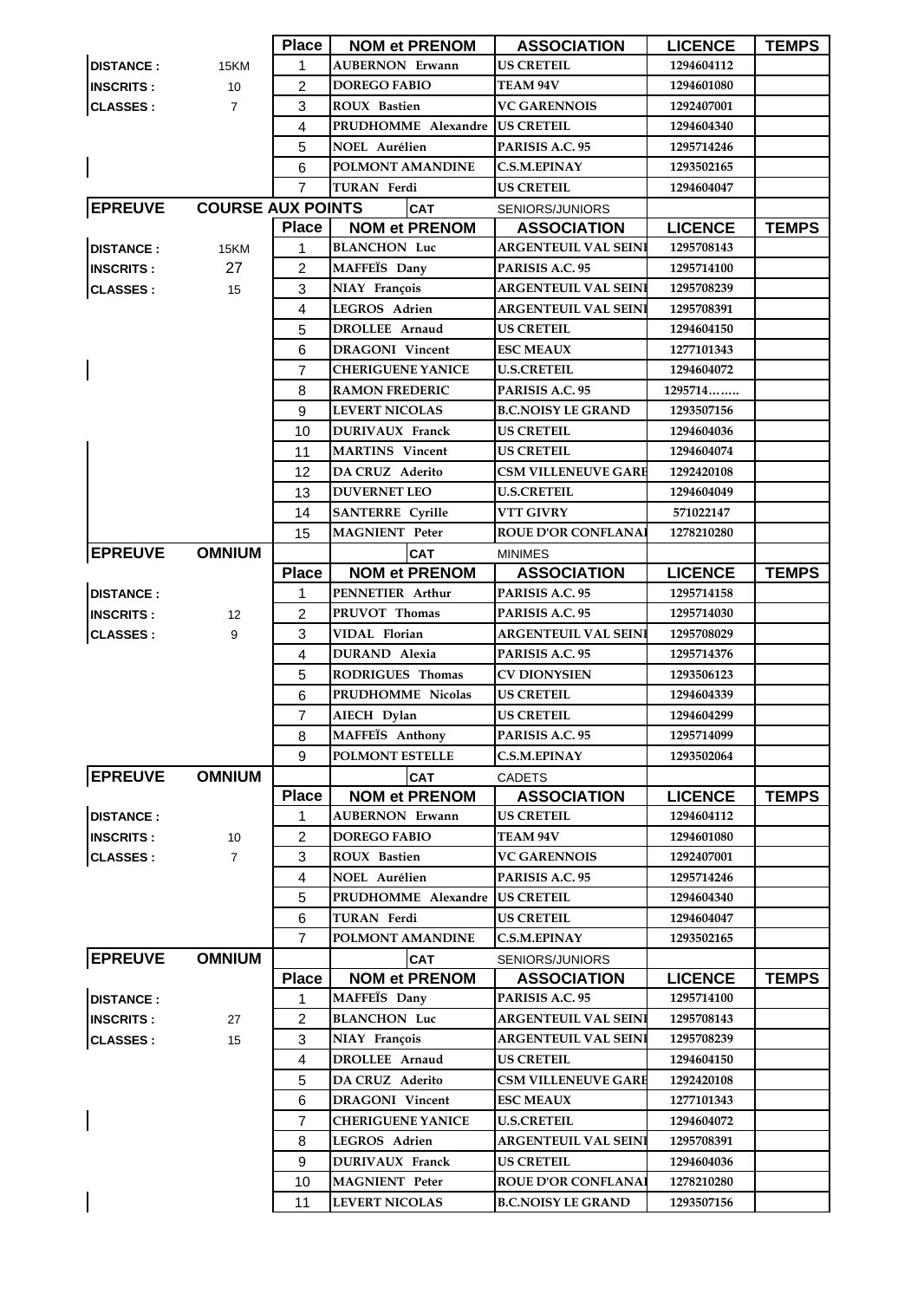| | | Place | NOM et PRENOM | ASSOCIATION | LICENCE | TEMPS |
|---|---|---|---|---|---|---|
| **DISTANCE :** | 15KM | 1 | AUBERNON Erwann | US CRETEIL | 1294604112 | |
| **INSCRITS :** | 10 | 2 | DOREGO FABIO | TEAM 94V | 1294601080 | |
| **CLASSES :** | 7 | 3 | ROUX Bastien | VC GARENNOIS | 1292407001 | |
| | | 4 | PRUDHOMME Alexandre | US CRETEIL | 1294604340 | |
| | | 5 | NOEL Aurélien | PARISIS A.C. 95 | 1295714246 | |
| | | 6 | POLMONT AMANDINE | C.S.M.EPINAY | 1293502165 | |
| | | 7 | TURAN Ferdi | US CRETEIL | 1294604047 | |

| **EPREUVE** | **COURSE AUX POINTS** | | **CAT** | SENIORS/JUNIORS | | |
|---|---|---|---|---|---|---|
| | | **Place** | **NOM et PRENOM** | **ASSOCIATION** | **LICENCE** | **TEMPS** |
| **DISTANCE :** | 15KM | 1 | BLANCHON Luc | ARGENTEUIL VAL SEINE | 1295708143 | |
| **INSCRITS :** | 27 | 2 | MAFFEÏS Dany | PARISIS A.C. 95 | 1295714100 | |
| **CLASSES :** | 15 | 3 | NIAY François | ARGENTEUIL VAL SEINE | 1295708239 | |
| | | 4 | LEGROS Adrien | ARGENTEUIL VAL SEINE | 1295708391 | |
| | | 5 | DROLLEE Arnaud | US CRETEIL | 1294604150 | |
| | | 6 | DRAGONI Vincent | ESC MEAUX | 1277101343 | |
| | | 7 | CHERIGUENE YANICE | U.S.CRETEIL | 1294604072 | |
| | | 8 | RAMON FREDERIC | PARISIS A.C. 95 | 1295714……. | |
| | | 9 | LEVERT NICOLAS | B.C.NOISY LE GRAND | 1293507156 | |
| | | 10 | DURIVAUX Franck | US CRETEIL | 1294604036 | |
| | | 11 | MARTINS Vincent | US CRETEIL | 1294604074 | |
| | | 12 | DA CRUZ Aderito | CSM VILLENEUVE GARE | 1292420108 | |
| | | 13 | DUVERNET LEO | U.S.CRETEIL | 1294604049 | |
| | | 14 | SANTERRE Cyrille | VTT GIVRY | 571022147 | |
| | | 15 | MAGNIENT Peter | ROUE D'OR CONFLANAI | 1278210280 | |

| **EPREUVE** | **OMNIUM** | | **CAT** | MINIMES | | |
|---|---|---|---|---|---|---|
| | | **Place** | **NOM et PRENOM** | **ASSOCIATION** | **LICENCE** | **TEMPS** |
| **DISTANCE :** | | 1 | PENNETIER Arthur | PARISIS A.C. 95 | 1295714158 | |
| **INSCRITS :** | 12 | 2 | PRUVOT Thomas | PARISIS A.C. 95 | 1295714030 | |
| **CLASSES :** | 9 | 3 | VIDAL Florian | ARGENTEUIL VAL SEINE | 1295708029 | |
| | | 4 | DURAND Alexia | PARISIS A.C. 95 | 1295714376 | |
| | | 5 | RODRIGUES Thomas | CV DIONYSIEN | 1293506123 | |
| | | 6 | PRUDHOMME Nicolas | US CRETEIL | 1294604339 | |
| | | 7 | AIECH Dylan | US CRETEIL | 1294604299 | |
| | | 8 | MAFFEÏS Anthony | PARISIS A.C. 95 | 1295714099 | |
| | | 9 | POLMONT ESTELLE | C.S.M.EPINAY | 1293502064 | |

| **EPREUVE** | **OMNIUM** | | **CAT** | CADETS | | |
|---|---|---|---|---|---|---|
| | | **Place** | **NOM et PRENOM** | **ASSOCIATION** | **LICENCE** | **TEMPS** |
| **DISTANCE :** | | 1 | AUBERNON Erwann | US CRETEIL | 1294604112 | |
| **INSCRITS :** | 10 | 2 | DOREGO FABIO | TEAM 94V | 1294601080 | |
| **CLASSES :** | 7 | 3 | ROUX Bastien | VC GARENNOIS | 1292407001 | |
| | | 4 | NOEL Aurélien | PARISIS A.C. 95 | 1295714246 | |
| | | 5 | PRUDHOMME Alexandre | US CRETEIL | 1294604340 | |
| | | 6 | TURAN Ferdi | US CRETEIL | 1294604047 | |
| | | 7 | POLMONT AMANDINE | C.S.M.EPINAY | 1293502165 | |

| **EPREUVE** | **OMNIUM** | | **CAT** | SENIORS/JUNIORS | | |
|---|---|---|---|---|---|---|
| | | **Place** | **NOM et PRENOM** | **ASSOCIATION** | **LICENCE** | **TEMPS** |
| **DISTANCE :** | | 1 | MAFFEÏS Dany | PARISIS A.C. 95 | 1295714100 | |
| **INSCRITS :** | 27 | 2 | BLANCHON Luc | ARGENTEUIL VAL SEINE | 1295708143 | |
| **CLASSES :** | 15 | 3 | NIAY François | ARGENTEUIL VAL SEINE | 1295708239 | |
| | | 4 | DROLLEE Arnaud | US CRETEIL | 1294604150 | |
| | | 5 | DA CRUZ Aderito | CSM VILLENEUVE GARE | 1292420108 | |
| | | 6 | DRAGONI Vincent | ESC MEAUX | 1277101343 | |
| | | 7 | CHERIGUENE YANICE | U.S.CRETEIL | 1294604072 | |
| | | 8 | LEGROS Adrien | ARGENTEUIL VAL SEINE | 1295708391 | |
| | | 9 | DURIVAUX Franck | US CRETEIL | 1294604036 | |
| | | 10 | MAGNIENT Peter | ROUE D'OR CONFLANAI | 1278210280 | |
| | | 11 | LEVERT NICOLAS | B.C.NOISY LE GRAND | 1293507156 | |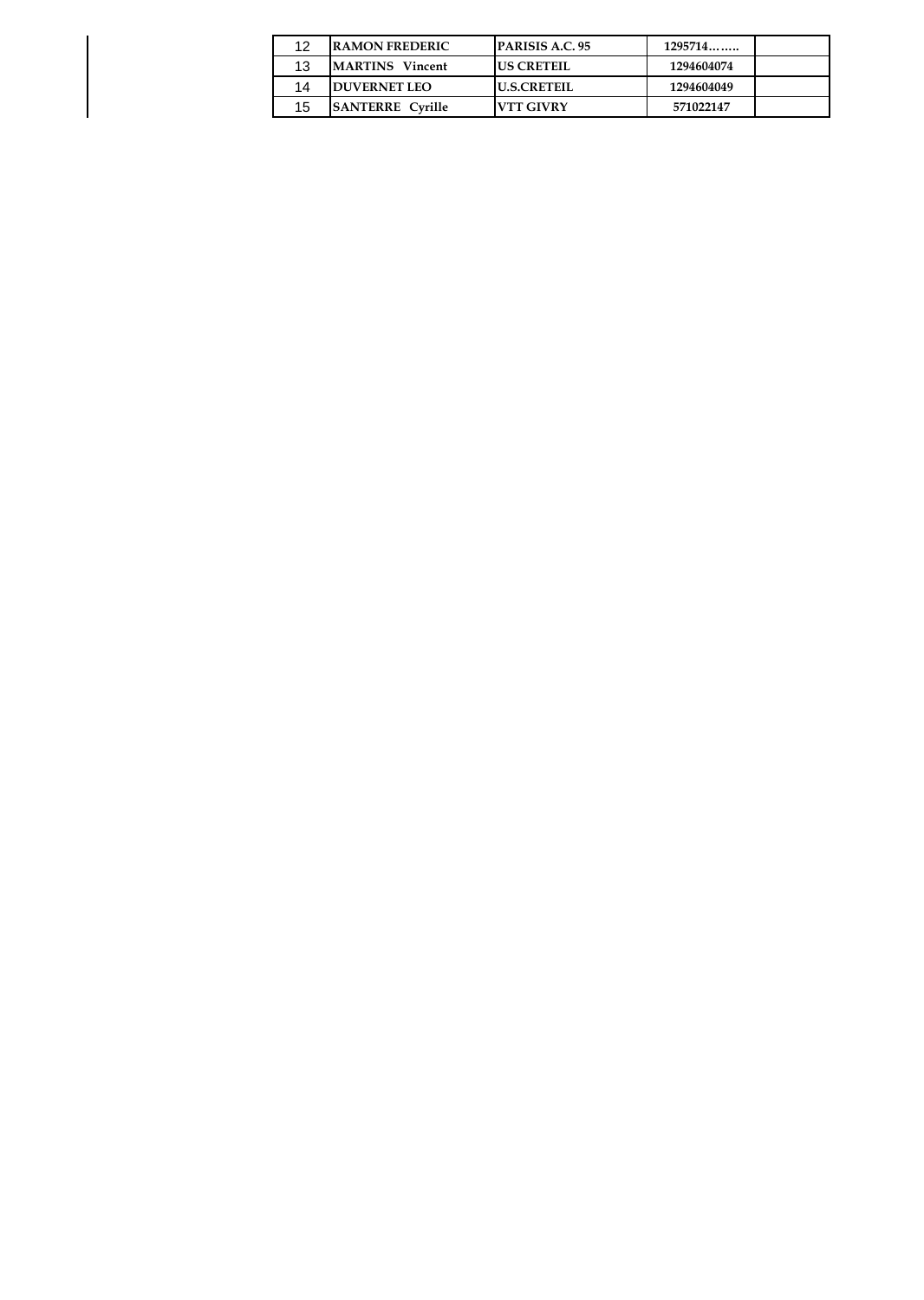| | | | | |
|---|---|---|---|---|
| 12 | **RAMON FREDERIC** | **PARISIS A.C. 95** | **1295714……..** | |
| 13 | **MARTINS Vincent** | **US CRETEIL** | **1294604074** | |
| 14 | **DUVERNET LEO** | **U.S.CRETEIL** | **1294604049** | |
| 15 | **SANTERRE Cyrille** | **VTT GIVRY** | **571022147** | |